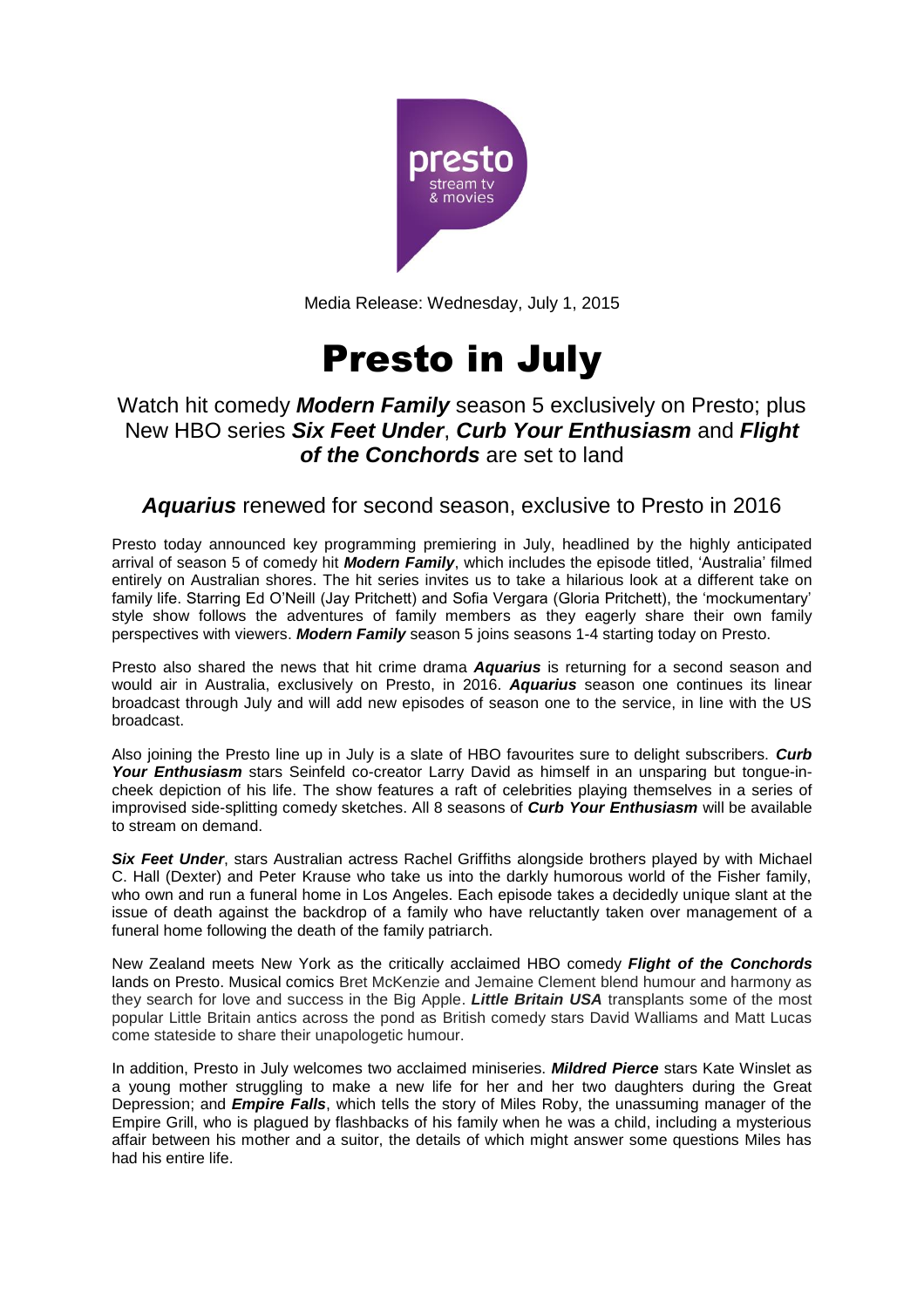Media Release: Wednesday, July 1, 2015

# Presto in July

## Watch hit comedy ***Modern Family*** season 5 exclusively on Presto; plus New HBO series ***Six Feet Under***, ***Curb Your Enthusiasm*** and ***Flight of the Conchords*** are set to land

## ***Aquarius*** renewed for second season, exclusive to Presto in 2016

Presto today announced key programming premiering in July, headlined by the highly anticipated arrival of season 5 of comedy hit ***Modern Family***, which includes the episode titled, 'Australia' filmed entirely on Australian shores. The hit series invites us to take a hilarious look at a different take on family life. Starring Ed O'Neill (Jay Pritchett) and Sofia Vergara (Gloria Pritchett), the 'mockumentary' style show follows the adventures of family members as they eagerly share their own family perspectives with viewers. ***Modern Family*** season 5 joins seasons 1-4 starting today on Presto.

Presto also shared the news that hit crime drama ***Aquarius*** is returning for a second season and would air in Australia, exclusively on Presto, in 2016. ***Aquarius*** season one continues its linear broadcast through July and will add new episodes of season one to the service, in line with the US broadcast.

Also joining the Presto line up in July is a slate of HBO favourites sure to delight subscribers. ***Curb Your Enthusiasm*** stars Seinfeld co-creator Larry David as himself in an unsparing but tongue-in-cheek depiction of his life. The show features a raft of celebrities playing themselves in a series of improvised side-splitting comedy sketches. All 8 seasons of ***Curb Your Enthusiasm*** will be available to stream on demand.

***Six Feet Under***, stars Australian actress Rachel Griffiths alongside brothers played by with Michael C. Hall (Dexter) and Peter Krause who take us into the darkly humorous world of the Fisher family, who own and run a funeral home in Los Angeles. Each episode takes a decidedly unique slant at the issue of death against the backdrop of a family who have reluctantly taken over management of a funeral home following the death of the family patriarch.

New Zealand meets New York as the critically acclaimed HBO comedy ***Flight of the Conchords*** lands on Presto. Musical comics Bret McKenzie and Jemaine Clement blend humour and harmony as they search for love and success in the Big Apple. ***Little Britain USA*** transplants some of the most popular Little Britain antics across the pond as British comedy stars David Walliams and Matt Lucas come stateside to share their unapologetic humour.

In addition, Presto in July welcomes two acclaimed miniseries. ***Mildred Pierce*** stars Kate Winslet as a young mother struggling to make a new life for her and her two daughters during the Great Depression; and ***Empire Falls***, which tells the story of Miles Roby, the unassuming manager of the Empire Grill, who is plagued by flashbacks of his family when he was a child, including a mysterious affair between his mother and a suitor, the details of which might answer some questions Miles has had his entire life.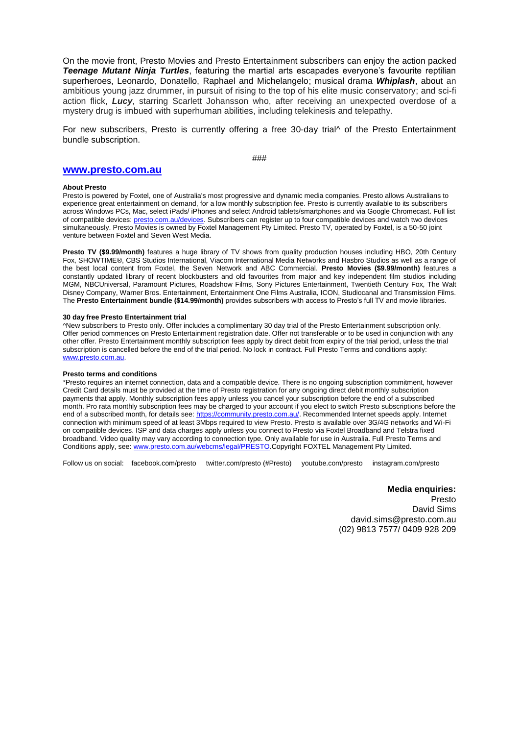On the movie front, Presto Movies and Presto Entertainment subscribers can enjoy the action packed ***Teenage Mutant Ninja Turtles***, featuring the martial arts escapades everyone's favourite reptilian superheroes, Leonardo, Donatello, Raphael and Michelangelo; musical drama ***Whiplash***, about an ambitious young jazz drummer, in pursuit of rising to the top of his elite music conservatory; and sci-fi action flick, ***Lucy***, starring Scarlett Johansson who, after receiving an unexpected overdose of a mystery drug is imbued with superhuman abilities, including telekinesis and telepathy.

For new subscribers, Presto is currently offering a free 30-day trial^ of the Presto Entertainment bundle subscription.

###

**[www.presto.com.au](http://www.presto.com.au)**

**About Presto**

Presto is powered by Foxtel, one of Australia's most progressive and dynamic media companies. Presto allows Australians to experience great entertainment on demand, for a low monthly subscription fee. Presto is currently available to its subscribers across Windows PCs, Mac, select iPads/ iPhones and select Android tablets/smartphones and via Google Chromecast. Full list of compatible devices: [presto.com.au/devices](http://presto.com.au/devices). Subscribers can register up to four compatible devices and watch two devices simultaneously. Presto Movies is owned by Foxtel Management Pty Limited. Presto TV, operated by Foxtel, is a 50-50 joint venture between Foxtel and Seven West Media.

**Presto TV ($9.99/month)** features a huge library of TV shows from quality production houses including HBO, 20th Century Fox, SHOWTIME®, CBS Studios International, Viacom International Media Networks and Hasbro Studios as well as a range of the best local content from Foxtel, the Seven Network and ABC Commercial. **Presto Movies ($9.99/month)** features a constantly updated library of recent blockbusters and old favourites from major and key independent film studios including MGM, NBCUniversal, Paramount Pictures, Roadshow Films, Sony Pictures Entertainment, Twentieth Century Fox, The Walt Disney Company, Warner Bros. Entertainment, Entertainment One Films Australia, ICON, Studiocanal and Transmission Films. The **Presto Entertainment bundle ($14.99/month)** provides subscribers with access to Presto's full TV and movie libraries.

**30 day free Presto Entertainment trial**

^New subscribers to Presto only. Offer includes a complimentary 30 day trial of the Presto Entertainment subscription only. Offer period commences on Presto Entertainment registration date. Offer not transferable or to be used in conjunction with any other offer. Presto Entertainment monthly subscription fees apply by direct debit from expiry of the trial period, unless the trial subscription is cancelled before the end of the trial period. No lock in contract. Full Presto Terms and conditions apply: [www.presto.com.au](http://www.presto.com.au).

**Presto terms and conditions**

*Presto requires an internet connection, data and a compatible device. There is no ongoing subscription commitment, however Credit Card details must be provided at the time of Presto registration for any ongoing direct debit monthly subscription payments that apply. Monthly subscription fees apply unless you cancel your subscription before the end of a subscribed month. Pro rata monthly subscription fees may be charged to your account if you elect to switch Presto subscriptions before the end of a subscribed month, for details see: [https://community.presto.com.au/](https://community.presto.com.au/). Recommended Internet speeds apply. Internet connection with minimum speed of at least 3Mbps required to view Presto. Presto is available over 3G/4G networks and Wi-Fi on compatible devices. ISP and data charges apply unless you connect to Presto via Foxtel Broadband and Telstra fixed broadband. Video quality may vary according to connection type. Only available for use in Australia. Full Presto Terms and Conditions apply, see: [www.presto.com.au/webcms/legal/PRESTO](http://www.presto.com.au/webcms/legal/PRESTO).Copyright FOXTEL Management Pty Limited.

Follow us on social: facebook.com/presto twitter.com/presto (#Presto) youtube.com/presto instagram.com/presto

**Media enquiries:**
Presto
David Sims
david.sims@presto.com.au
(02) 9813 7577/ 0409 928 209